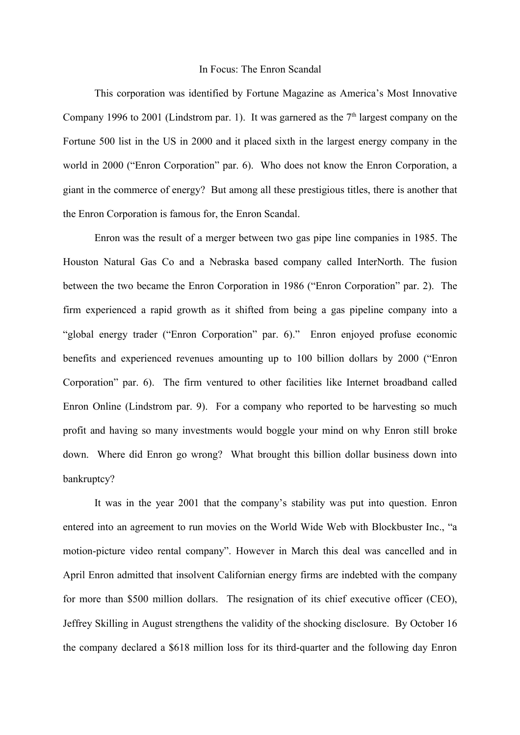# In Focus: The Enron Scandal

This corporation was identified by Fortune Magazine as America's Most Innovative Company 1996 to 2001 (Lindstrom par. 1). It was garnered as the 7th largest company on the Fortune 500 list in the US in 2000 and it placed sixth in the largest energy company in the world in 2000 ("Enron Corporation" par. 6). Who does not know the Enron Corporation, a giant in the commerce of energy? But among all these prestigious titles, there is another that the Enron Corporation is famous for, the Enron Scandal.

Enron was the result of a merger between two gas pipe line companies in 1985. The Houston Natural Gas Co and a Nebraska based company called InterNorth. The fusion between the two became the Enron Corporation in 1986 ("Enron Corporation" par. 2). The firm experienced a rapid growth as it shifted from being a gas pipeline company into a "global energy trader ("Enron Corporation" par. 6)." Enron enjoyed profuse economic benefits and experienced revenues amounting up to 100 billion dollars by 2000 ("Enron Corporation" par. 6). The firm ventured to other facilities like Internet broadband called Enron Online (Lindstrom par. 9). For a company who reported to be harvesting so much profit and having so many investments would boggle your mind on why Enron still broke down. Where did Enron go wrong? What brought this billion dollar business down into bankruptcy?

It was in the year 2001 that the company's stability was put into question. Enron entered into an agreement to run movies on the World Wide Web with Blockbuster Inc., "a motion-picture video rental company". However in March this deal was cancelled and in April Enron admitted that insolvent Californian energy firms are indebted with the company for more than $500 million dollars. The resignation of its chief executive officer (CEO), Jeffrey Skilling in August strengthens the validity of the shocking disclosure. By October 16 the company declared a $618 million loss for its third-quarter and the following day Enron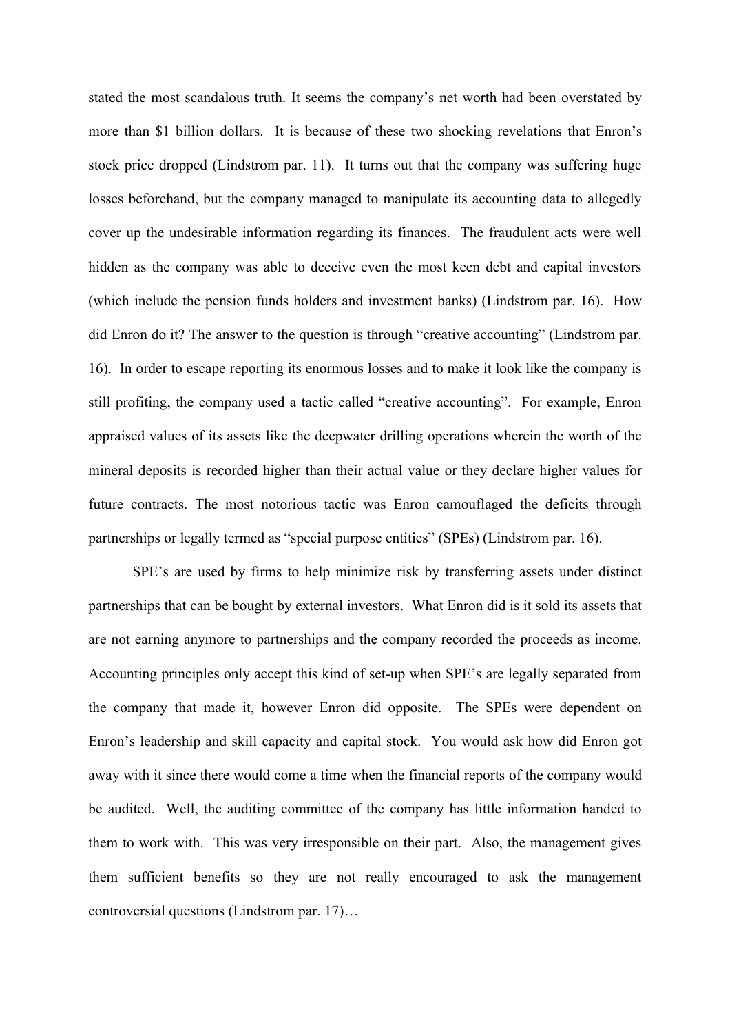stated the most scandalous truth. It seems the company's net worth had been overstated by more than $1 billion dollars. It is because of these two shocking revelations that Enron's stock price dropped (Lindstrom par. 11). It turns out that the company was suffering huge losses beforehand, but the company managed to manipulate its accounting data to allegedly cover up the undesirable information regarding its finances. The fraudulent acts were well hidden as the company was able to deceive even the most keen debt and capital investors (which include the pension funds holders and investment banks) (Lindstrom par. 16). How did Enron do it? The answer to the question is through "creative accounting" (Lindstrom par. 16). In order to escape reporting its enormous losses and to make it look like the company is still profiting, the company used a tactic called "creative accounting". For example, Enron appraised values of its assets like the deepwater drilling operations wherein the worth of the mineral deposits is recorded higher than their actual value or they declare higher values for future contracts. The most notorious tactic was Enron camouflaged the deficits through partnerships or legally termed as "special purpose entities" (SPEs) (Lindstrom par. 16).

SPE's are used by firms to help minimize risk by transferring assets under distinct partnerships that can be bought by external investors. What Enron did is it sold its assets that are not earning anymore to partnerships and the company recorded the proceeds as income. Accounting principles only accept this kind of set-up when SPE's are legally separated from the company that made it, however Enron did opposite. The SPEs were dependent on Enron's leadership and skill capacity and capital stock. You would ask how did Enron got away with it since there would come a time when the financial reports of the company would be audited. Well, the auditing committee of the company has little information handed to them to work with. This was very irresponsible on their part. Also, the management gives them sufficient benefits so they are not really encouraged to ask the management controversial questions (Lindstrom par. 17)…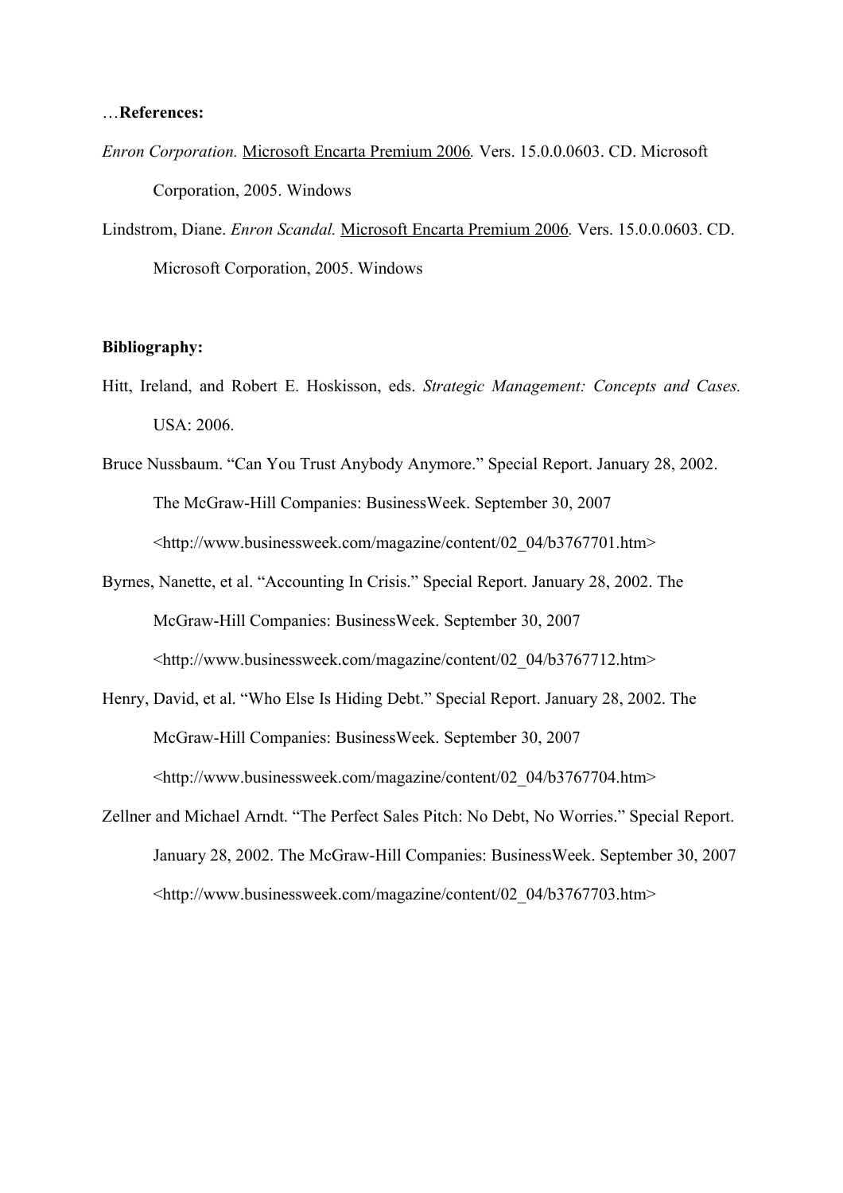…**References:**

*Enron Corporation.* <u>Microsoft Encarta Premium 2006</u>*.* Vers. 15.0.0.0603. CD. Microsoft Corporation, 2005. Windows

Lindstrom, Diane. *Enron Scandal.* <u>Microsoft Encarta Premium 2006</u>*.* Vers. 15.0.0.0603. CD. Microsoft Corporation, 2005. Windows

**Bibliography:**

Hitt, Ireland, and Robert E. Hoskisson, eds. *Strategic Management: Concepts and Cases.* USA: 2006.

Bruce Nussbaum. "Can You Trust Anybody Anymore." Special Report. January 28, 2002. The McGraw-Hill Companies: BusinessWeek. September 30, 2007 <http://www.businessweek.com/magazine/content/02_04/b3767701.htm>

Byrnes, Nanette, et al. "Accounting In Crisis." Special Report. January 28, 2002. The McGraw-Hill Companies: BusinessWeek. September 30, 2007 <http://www.businessweek.com/magazine/content/02_04/b3767712.htm>

Henry, David, et al. "Who Else Is Hiding Debt." Special Report. January 28, 2002. The McGraw-Hill Companies: BusinessWeek. September 30, 2007 <http://www.businessweek.com/magazine/content/02_04/b3767704.htm>

Zellner and Michael Arndt. "The Perfect Sales Pitch: No Debt, No Worries." Special Report. January 28, 2002. The McGraw-Hill Companies: BusinessWeek. September 30, 2007 <http://www.businessweek.com/magazine/content/02_04/b3767703.htm>